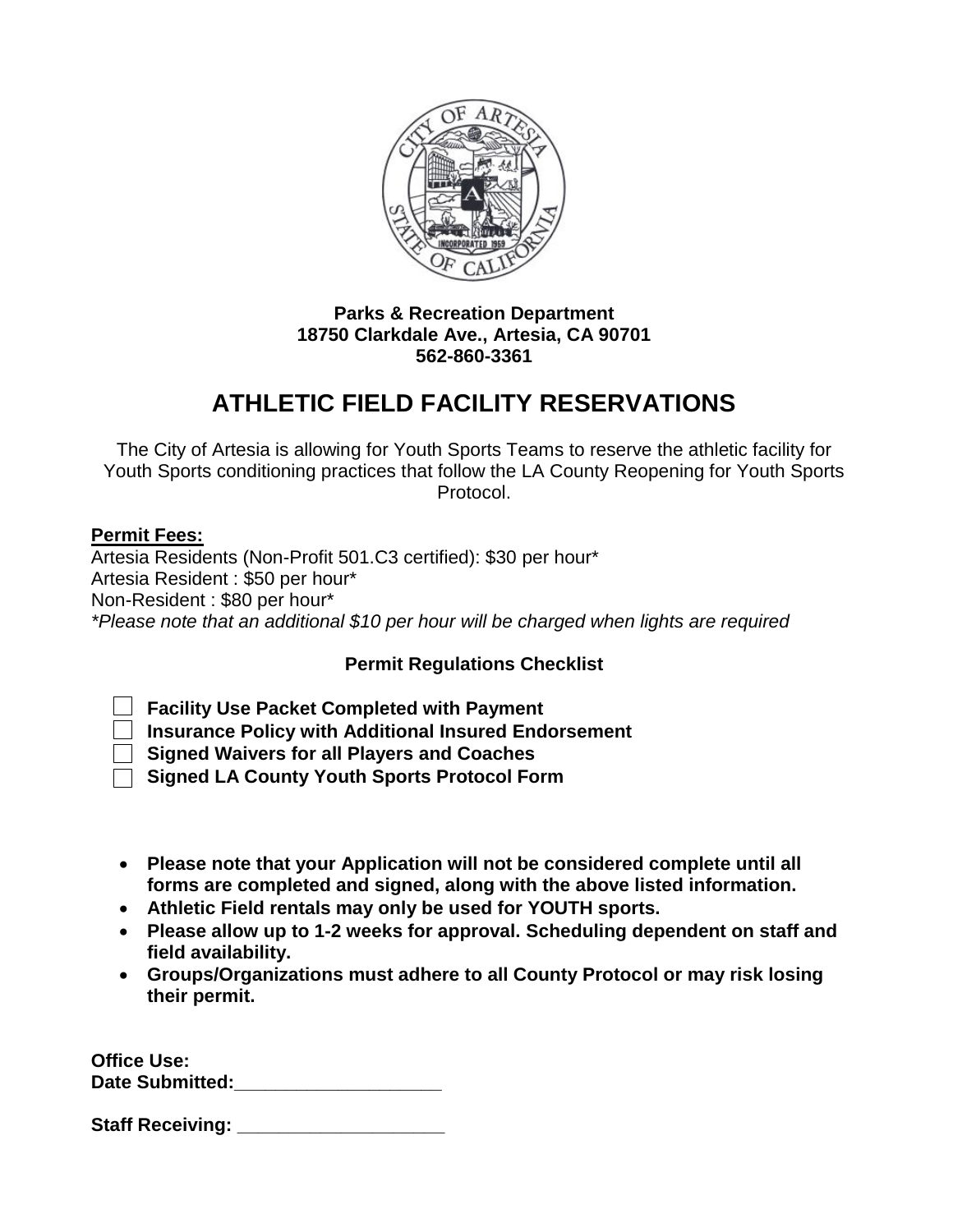**Parks & Recreation Department**
**18750 Clarkdale Ave., Artesia, CA 90701**
**562-860-3361**

# ATHLETIC FIELD FACILITY RESERVATIONS

The City of Artesia is allowing for Youth Sports Teams to reserve the athletic facility for Youth Sports conditioning practices that follow the LA County Reopening for Youth Sports Protocol.

**Permit Fees:**

Artesia Residents (Non-Profit 501.C3 certified): $30 per hour*
Artesia Resident : $50 per hour*
Non-Resident : $80 per hour*
*\*Please note that an additional $10 per hour will be charged when lights are required*

### Permit Regulations Checklist

- ☐ **Facility Use Packet Completed with Payment**
- ☐ **Insurance Policy with Additional Insured Endorsement**
- ☐ **Signed Waivers for all Players and Coaches**
- ☐ **Signed LA County Youth Sports Protocol Form**

- **Please note that your Application will not be considered complete until all forms are completed and signed, along with the above listed information.**
- **Athletic Field rentals may only be used for YOUTH sports.**
- **Please allow up to 1-2 weeks for approval. Scheduling dependent on staff and field availability.**
- **Groups/Organizations must adhere to all County Protocol or may risk losing their permit.**

**Office Use:**
**Date Submitted:____________________**

**Staff Receiving: ____________________**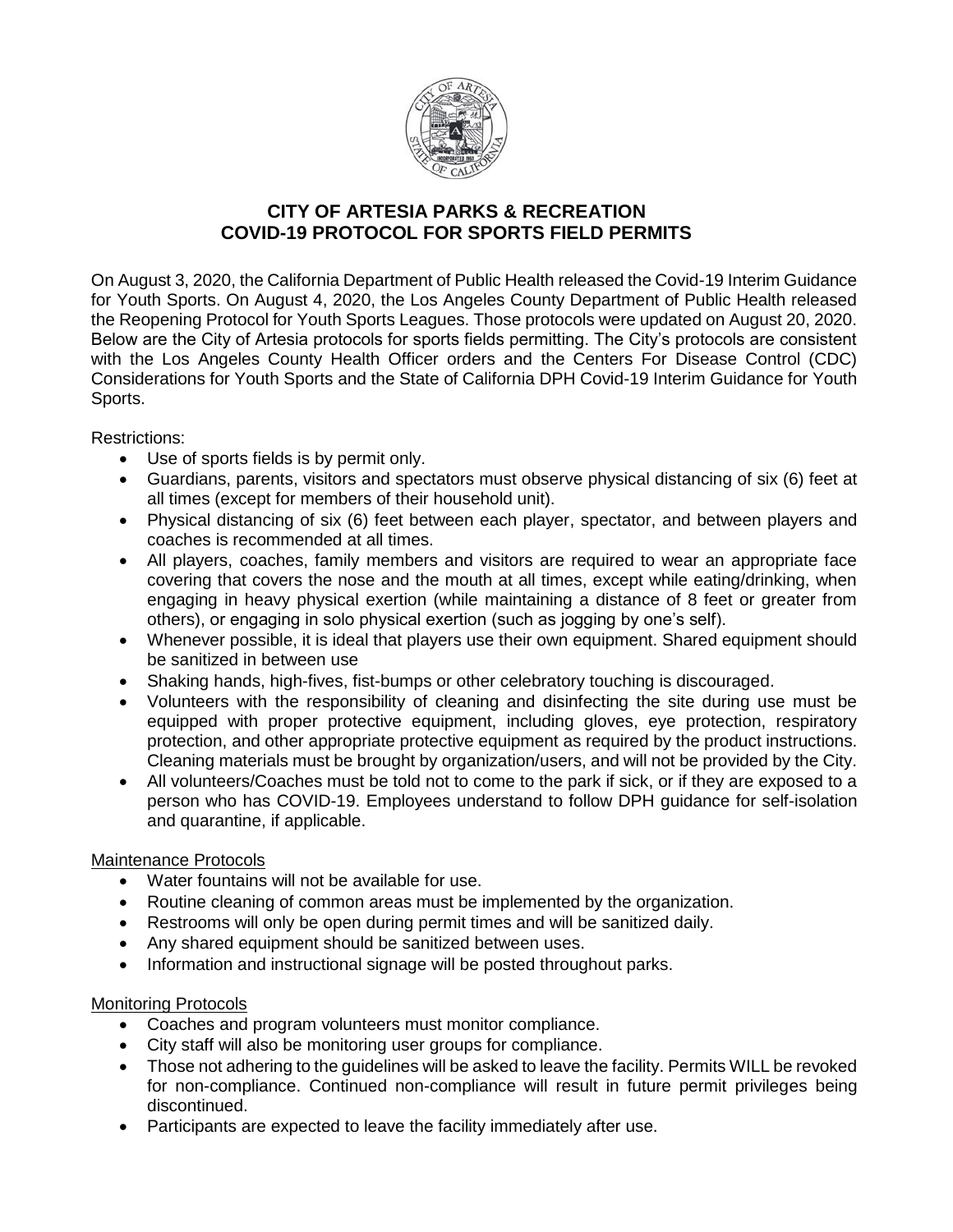# CITY OF ARTESIA PARKS & RECREATION
# COVID-19 PROTOCOL FOR SPORTS FIELD PERMITS

On August 3, 2020, the California Department of Public Health released the Covid-19 Interim Guidance for Youth Sports. On August 4, 2020, the Los Angeles County Department of Public Health released the Reopening Protocol for Youth Sports Leagues. Those protocols were updated on August 20, 2020. Below are the City of Artesia protocols for sports fields permitting. The City's protocols are consistent with the Los Angeles County Health Officer orders and the Centers For Disease Control (CDC) Considerations for Youth Sports and the State of California DPH Covid-19 Interim Guidance for Youth Sports.

Restrictions:

- Use of sports fields is by permit only.
- Guardians, parents, visitors and spectators must observe physical distancing of six (6) feet at all times (except for members of their household unit).
- Physical distancing of six (6) feet between each player, spectator, and between players and coaches is recommended at all times.
- All players, coaches, family members and visitors are required to wear an appropriate face covering that covers the nose and the mouth at all times, except while eating/drinking, when engaging in heavy physical exertion (while maintaining a distance of 8 feet or greater from others), or engaging in solo physical exertion (such as jogging by one's self).
- Whenever possible, it is ideal that players use their own equipment. Shared equipment should be sanitized in between use
- Shaking hands, high-fives, fist-bumps or other celebratory touching is discouraged.
- Volunteers with the responsibility of cleaning and disinfecting the site during use must be equipped with proper protective equipment, including gloves, eye protection, respiratory protection, and other appropriate protective equipment as required by the product instructions. Cleaning materials must be brought by organization/users, and will not be provided by the City.
- All volunteers/Coaches must be told not to come to the park if sick, or if they are exposed to a person who has COVID-19. Employees understand to follow DPH guidance for self-isolation and quarantine, if applicable.

Maintenance Protocols

- Water fountains will not be available for use.
- Routine cleaning of common areas must be implemented by the organization.
- Restrooms will only be open during permit times and will be sanitized daily.
- Any shared equipment should be sanitized between uses.
- Information and instructional signage will be posted throughout parks.

Monitoring Protocols

- Coaches and program volunteers must monitor compliance.
- City staff will also be monitoring user groups for compliance.
- Those not adhering to the guidelines will be asked to leave the facility. Permits WILL be revoked for non-compliance. Continued non-compliance will result in future permit privileges being discontinued.
- Participants are expected to leave the facility immediately after use.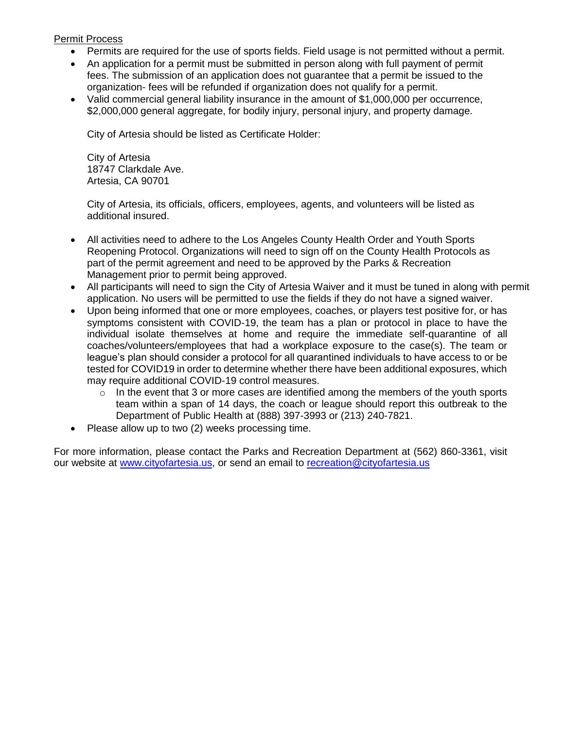Permit Process

- Permits are required for the use of sports fields. Field usage is not permitted without a permit.
- An application for a permit must be submitted in person along with full payment of permit fees. The submission of an application does not guarantee that a permit be issued to the organization- fees will be refunded if organization does not qualify for a permit.
- Valid commercial general liability insurance in the amount of $1,000,000 per occurrence, $2,000,000 general aggregate, for bodily injury, personal injury, and property damage.

  City of Artesia should be listed as Certificate Holder:

  City of Artesia  
  18747 Clarkdale Ave.  
  Artesia, CA 90701

  City of Artesia, its officials, officers, employees, agents, and volunteers will be listed as additional insured.

- All activities need to adhere to the Los Angeles County Health Order and Youth Sports Reopening Protocol. Organizations will need to sign off on the County Health Protocols as part of the permit agreement and need to be approved by the Parks & Recreation Management prior to permit being approved.
- All participants will need to sign the City of Artesia Waiver and it must be tuned in along with permit application. No users will be permitted to use the fields if they do not have a signed waiver.
- Upon being informed that one or more employees, coaches, or players test positive for, or has symptoms consistent with COVID-19, the team has a plan or protocol in place to have the individual isolate themselves at home and require the immediate self-quarantine of all coaches/volunteers/employees that had a workplace exposure to the case(s). The team or league's plan should consider a protocol for all quarantined individuals to have access to or be tested for COVID19 in order to determine whether there have been additional exposures, which may require additional COVID-19 control measures.
  - In the event that 3 or more cases are identified among the members of the youth sports team within a span of 14 days, the coach or league should report this outbreak to the Department of Public Health at (888) 397-3993 or (213) 240-7821.
- Please allow up to two (2) weeks processing time.

For more information, please contact the Parks and Recreation Department at (562) 860-3361, visit our website at www.cityofartesia.us, or send an email to recreation@cityofartesia.us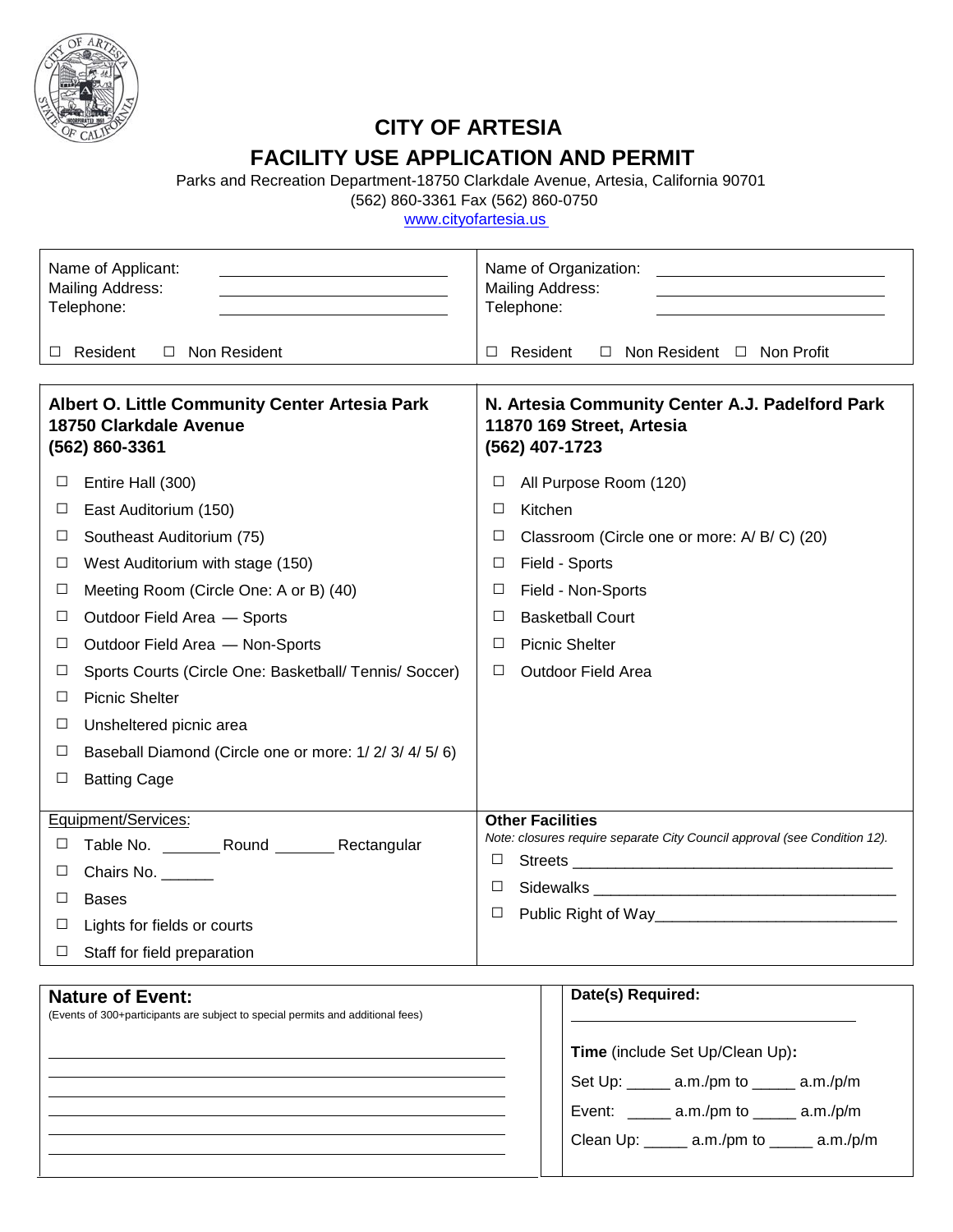# CITY OF ARTESIA

## FACILITY USE APPLICATION AND PERMIT

Parks and Recreation Department-18750 Clarkdale Avenue, Artesia, California 90701
(562) 860-3361 Fax (562) 860-0750
www.cityofartesia.us

| | |
|---|---|
| Name of Applicant: ______________________<br>Mailing Address: ______________________<br>Telephone: ______________________<br><br>☐ Resident ☐ Non Resident | Name of Organization: ______________________<br>Mailing Address: ______________________<br>Telephone: ______________________<br><br>☐ Resident ☐ Non Resident ☐ Non Profit |

| **Albert O. Little Community Center Artesia Park**<br>**18750 Clarkdale Avenue**<br>**(562) 860-3361** | **N. Artesia Community Center A.J. Padelford Park**<br>**11870 169 Street, Artesia**<br>**(562) 407-1723** |
|---|---|
| ☐ Entire Hall (300) | ☐ All Purpose Room (120) |
| ☐ East Auditorium (150) | ☐ Kitchen |
| ☐ Southeast Auditorium (75) | ☐ Classroom (Circle one or more: A/ B/ C) (20) |
| ☐ West Auditorium with stage (150) | ☐ Field - Sports |
| ☐ Meeting Room (Circle One: A or B) (40) | ☐ Field - Non-Sports |
| ☐ Outdoor Field Area — Sports | ☐ Basketball Court |
| ☐ Outdoor Field Area — Non-Sports | ☐ Picnic Shelter |
| ☐ Sports Courts (Circle One: Basketball/ Tennis/ Soccer) | ☐ Outdoor Field Area |
| ☐ Picnic Shelter | |
| ☐ Unsheltered picnic area | |
| ☐ Baseball Diamond (Circle one or more: 1/ 2/ 3/ 4/ 5/ 6) | |
| ☐ Batting Cage | |

| <u>Equipment/Services:</u> | **Other Facilities**<br>*Note: closures require separate City Council approval (see Condition 12).* |
|---|---|
| ☐ Table No. _______ Round _______ Rectangular | ☐ Streets ______________________ |
| ☐ Chairs No. ______ | ☐ Sidewalks ______________________ |
| ☐ Bases | ☐ Public Right of Way______________________ |
| ☐ Lights for fields or courts | |
| ☐ Staff for field preparation | |

**Nature of Event:**
(Events of 300+participants are subject to special permits and additional fees)

______________________________________________

______________________________________________

______________________________________________

______________________________________________

______________________________________________

______________________________________________

**Date(s) Required:**

______________________________

**Time** (include Set Up/Clean Up)**:**

Set Up: _____ a.m./pm to _____ a.m./p/m

Event: _____ a.m./pm to _____ a.m./p/m

Clean Up: _____ a.m./pm to _____ a.m./p/m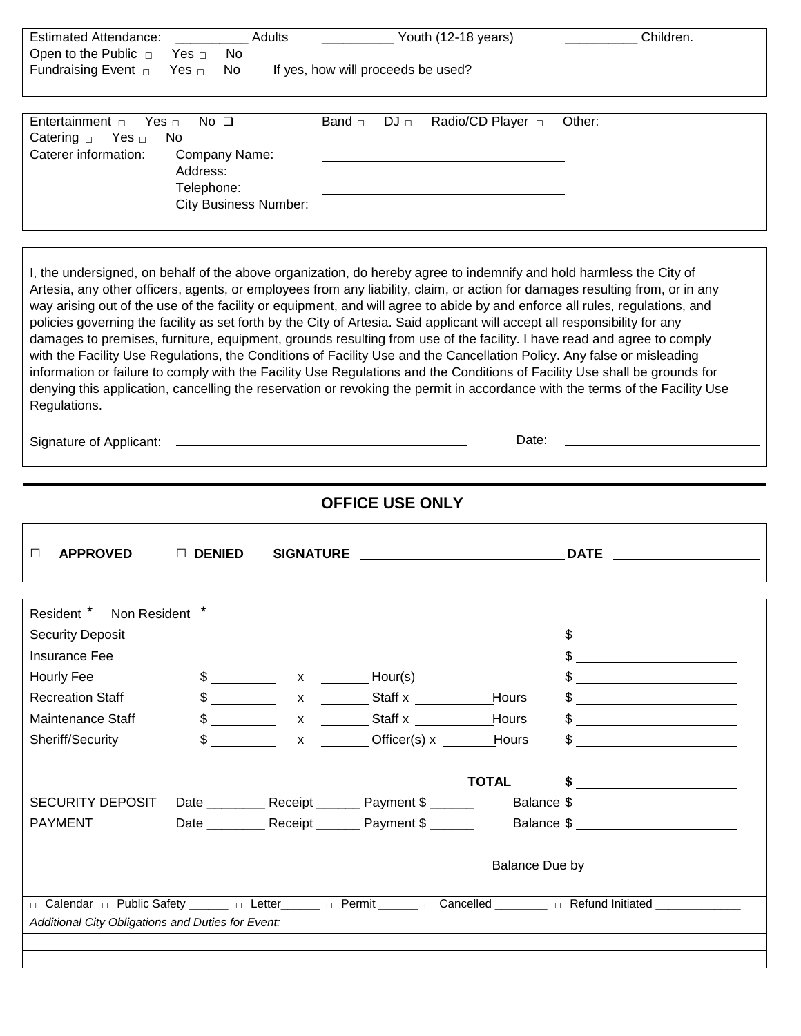Estimated Attendance: __________ Adults __________ Youth (12-18 years) __________ Children.
Open to the Public ☐ Yes ☐ No
Fundraising Event ☐ Yes ☐ No If yes, how will proceeds be used?

Entertainment ☐ Yes ☐ No ❑ Band ☐ DJ ☐ Radio/CD Player ☐ Other:
Catering ☐ Yes ☐ No
Caterer information: Company Name: ______________________________
Address: ______________________________
Telephone: ______________________________
City Business Number: ______________________________

I, the undersigned, on behalf of the above organization, do hereby agree to indemnify and hold harmless the City of Artesia, any other officers, agents, or employees from any liability, claim, or action for damages resulting from, or in any way arising out of the use of the facility or equipment, and will agree to abide by and enforce all rules, regulations, and policies governing the facility as set forth by the City of Artesia. Said applicant will accept all responsibility for any damages to premises, furniture, equipment, grounds resulting from use of the facility. I have read and agree to comply with the Facility Use Regulations, the Conditions of Facility Use and the Cancellation Policy. Any false or misleading information or failure to comply with the Facility Use Regulations and the Conditions of Facility Use shall be grounds for denying this application, cancelling the reservation or revoking the permit in accordance with the terms of the Facility Use Regulations.

Signature of Applicant: ______________________________ Date: ______________________

## OFFICE USE ONLY

☐ **APPROVED** ☐ **DENIED** **SIGNATURE** ______________________________ **DATE** ____________________

Resident * Non Resident *

| | | | | |
|---|---|---|---|---|
| Security Deposit | | | | $ ____________ |
| Insurance Fee | | | | $ ____________ |
| Hourly Fee | $ ________ | x | _______ Hour(s) | $ ____________ |
| Recreation Staff | $ ________ | x | _______ Staff x __________ Hours | $ ____________ |
| Maintenance Staff | $ ________ | x | _______ Staff x __________ Hours | $ ____________ |
| Sheriff/Security | $ ________ | x | _______ Officer(s) x _______ Hours | $ ____________ |
| | | | **TOTAL** | **$** ____________ |

SECURITY DEPOSIT Date ________ Receipt ______ Payment $ ______ Balance $ ____________________
PAYMENT Date ________ Receipt ______ Payment $ ______ Balance $ ____________________

Balance Due by ______________________

☐ Calendar ☐ Public Safety ______ ☐ Letter______ ☐ Permit ______ ☐ Cancelled ________ ☐ Refund Initiated ____________

*Additional City Obligations and Duties for Event:*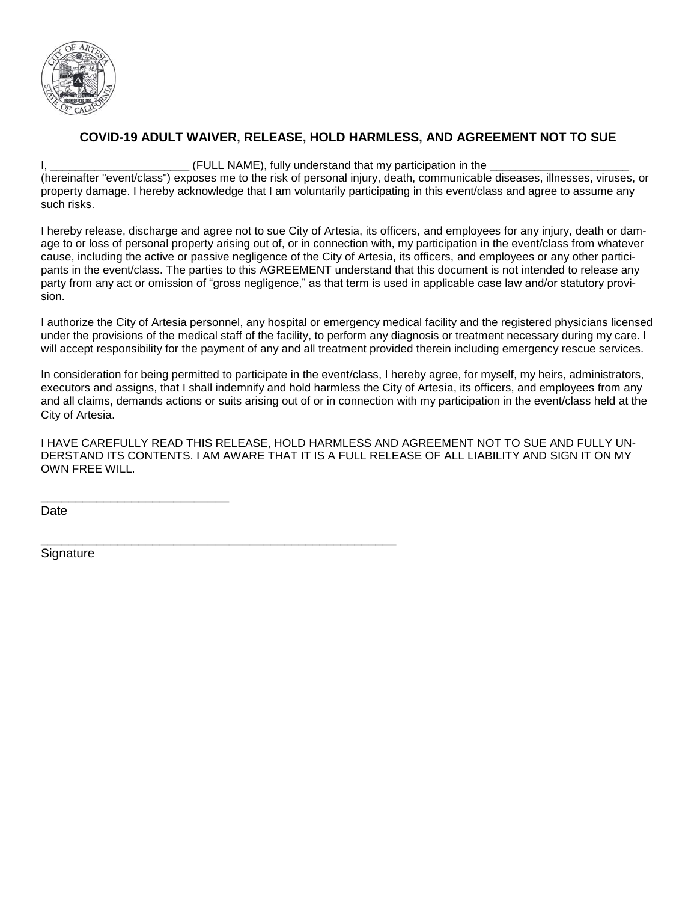## COVID-19 ADULT WAIVER, RELEASE, HOLD HARMLESS, AND AGREEMENT NOT TO SUE

I, ______________________ (FULL NAME), fully understand that my participation in the ______________________ (hereinafter "event/class") exposes me to the risk of personal injury, death, communicable diseases, illnesses, viruses, or property damage. I hereby acknowledge that I am voluntarily participating in this event/class and agree to assume any such risks.

I hereby release, discharge and agree not to sue City of Artesia, its officers, and employees for any injury, death or damage to or loss of personal property arising out of, or in connection with, my participation in the event/class from whatever cause, including the active or passive negligence of the City of Artesia, its officers, and employees or any other participants in the event/class. The parties to this AGREEMENT understand that this document is not intended to release any party from any act or omission of "gross negligence," as that term is used in applicable case law and/or statutory provision.

I authorize the City of Artesia personnel, any hospital or emergency medical facility and the registered physicians licensed under the provisions of the medical staff of the facility, to perform any diagnosis or treatment necessary during my care. I will accept responsibility for the payment of any and all treatment provided therein including emergency rescue services.

In consideration for being permitted to participate in the event/class, I hereby agree, for myself, my heirs, administrators, executors and assigns, that I shall indemnify and hold harmless the City of Artesia, its officers, and employees from any and all claims, demands actions or suits arising out of or in connection with my participation in the event/class held at the City of Artesia.

I HAVE CAREFULLY READ THIS RELEASE, HOLD HARMLESS AND AGREEMENT NOT TO SUE AND FULLY UNDERSTAND ITS CONTENTS. I AM AWARE THAT IT IS A FULL RELEASE OF ALL LIABILITY AND SIGN IT ON MY OWN FREE WILL.

____________________________
Date

_____________________________________________________
Signature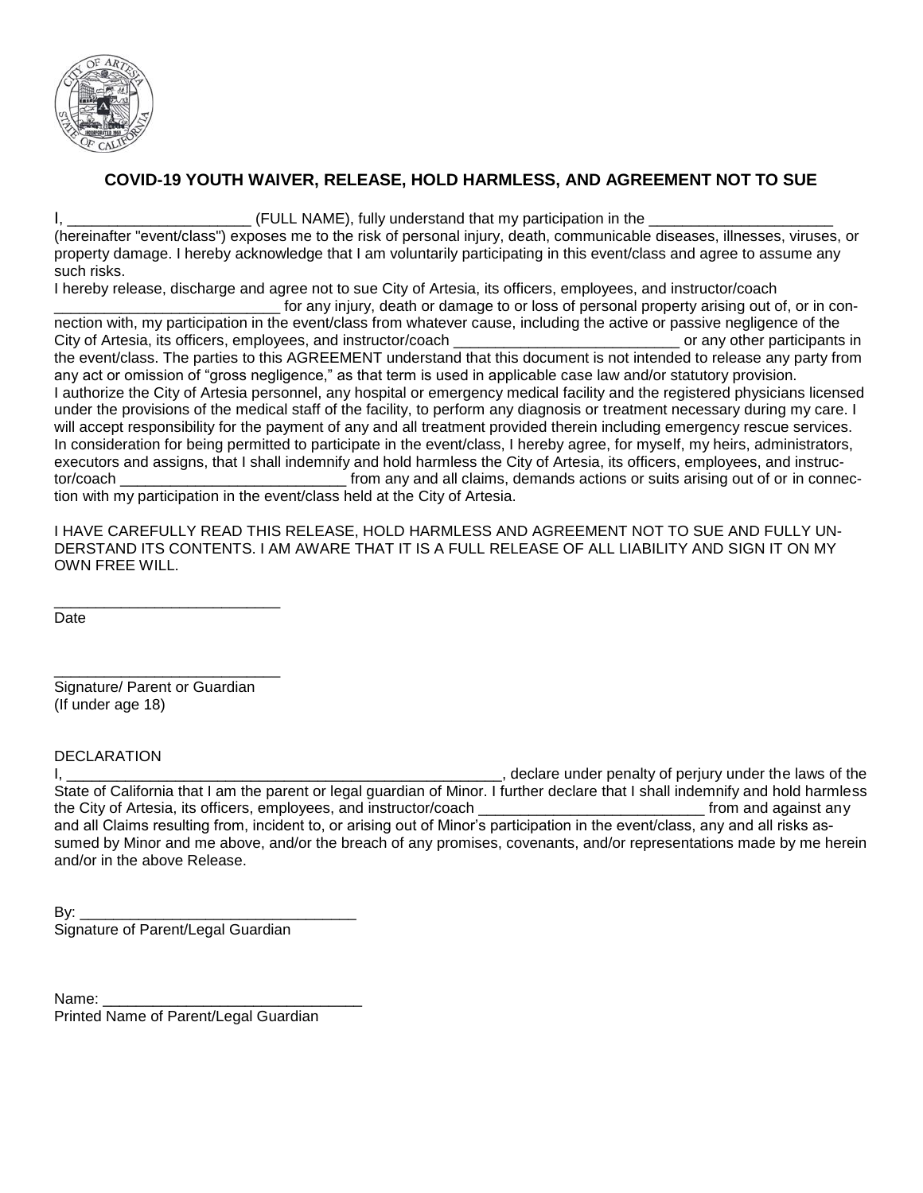## COVID-19 YOUTH WAIVER, RELEASE, HOLD HARMLESS, AND AGREEMENT NOT TO SUE

I, ______________________ (FULL NAME), fully understand that my participation in the ______________________ (hereinafter "event/class") exposes me to the risk of personal injury, death, communicable diseases, illnesses, viruses, or property damage. I hereby acknowledge that I am voluntarily participating in this event/class and agree to assume any such risks.

I hereby release, discharge and agree not to sue City of Artesia, its officers, employees, and instructor/coach ___________________________ for any injury, death or damage to or loss of personal property arising out of, or in connection with, my participation in the event/class from whatever cause, including the active or passive negligence of the City of Artesia, its officers, employees, and instructor/coach ___________________________ or any other participants in the event/class. The parties to this AGREEMENT understand that this document is not intended to release any party from any act or omission of "gross negligence," as that term is used in applicable case law and/or statutory provision.

I authorize the City of Artesia personnel, any hospital or emergency medical facility and the registered physicians licensed under the provisions of the medical staff of the facility, to perform any diagnosis or treatment necessary during my care. I will accept responsibility for the payment of any and all treatment provided therein including emergency rescue services.

In consideration for being permitted to participate in the event/class, I hereby agree, for myself, my heirs, administrators, executors and assigns, that I shall indemnify and hold harmless the City of Artesia, its officers, employees, and instructor/coach ___________________________ from any and all claims, demands actions or suits arising out of or in connection with my participation in the event/class held at the City of Artesia.

I HAVE CAREFULLY READ THIS RELEASE, HOLD HARMLESS AND AGREEMENT NOT TO SUE AND FULLY UNDERSTAND ITS CONTENTS. I AM AWARE THAT IT IS A FULL RELEASE OF ALL LIABILITY AND SIGN IT ON MY OWN FREE WILL.

___________________________
Date

___________________________
Signature/ Parent or Guardian
(If under age 18)

DECLARATION

I, ______________________________________________________, declare under penalty of perjury under the laws of the State of California that I am the parent or legal guardian of Minor. I further declare that I shall indemnify and hold harmless the City of Artesia, its officers, employees, and instructor/coach ___________________________ from and against any and all Claims resulting from, incident to, or arising out of Minor's participation in the event/class, any and all risks assumed by Minor and me above, and/or the breach of any promises, covenants, and/or representations made by me herein and/or in the above Release.

By: _________________________________
Signature of Parent/Legal Guardian

Name: _______________________________
Printed Name of Parent/Legal Guardian